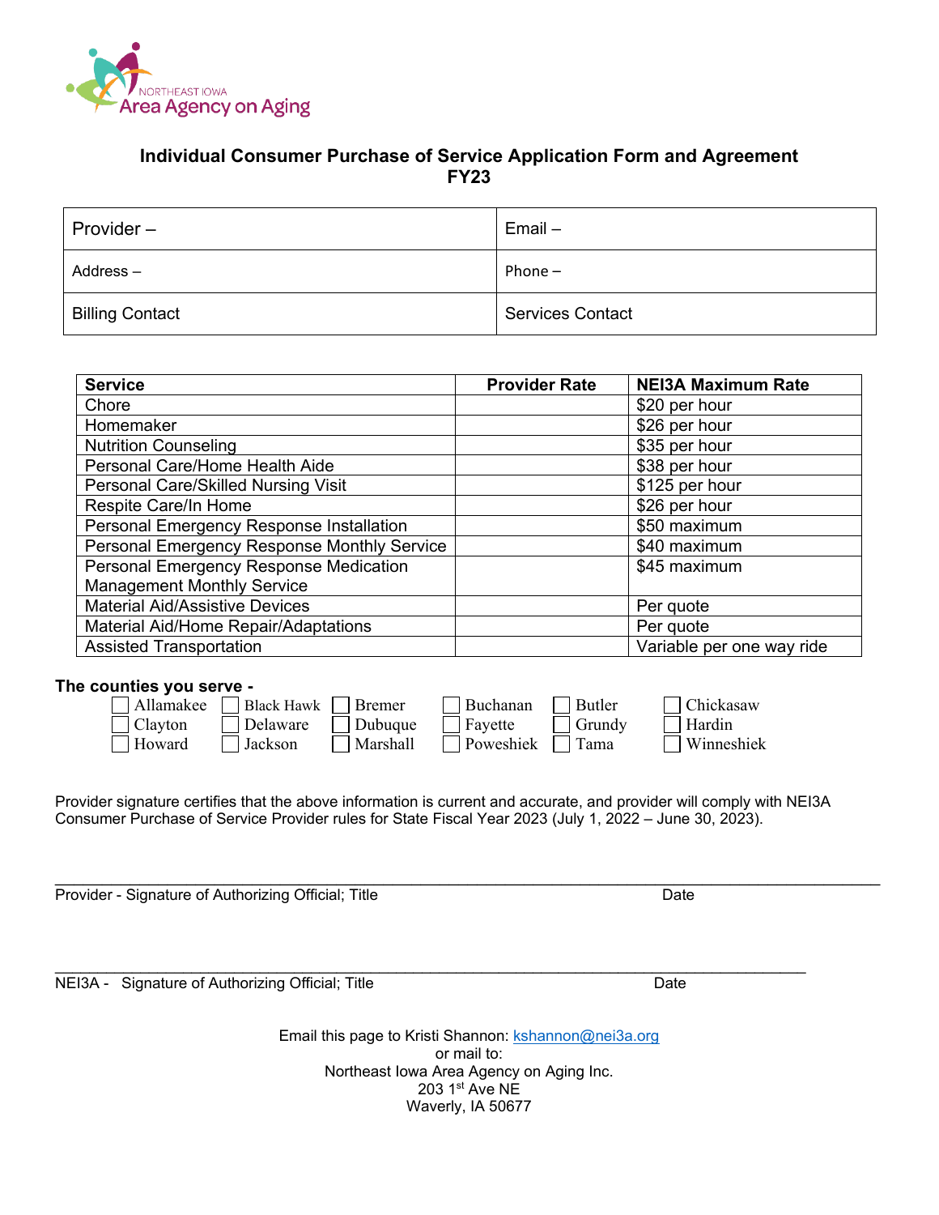NORTHEAST IOWA
Area Agency on Aging

# Individual Consumer Purchase of Service Application Form and Agreement
## FY23

| Provider – | Email – |
|---|---|
| Address – | Phone – |
| Billing Contact | Services Contact |

| Service | Provider Rate | NEI3A Maximum Rate |
|---|---|---|
| Chore | | $20 per hour |
| Homemaker | | $26 per hour |
| Nutrition Counseling | | $35 per hour |
| Personal Care/Home Health Aide | | $38 per hour |
| Personal Care/Skilled Nursing Visit | | $125 per hour |
| Respite Care/In Home | | $26 per hour |
| Personal Emergency Response Installation | | $50 maximum |
| Personal Emergency Response Monthly Service | | $40 maximum |
| Personal Emergency Response Medication Management Monthly Service | | $45 maximum |
| Material Aid/Assistive Devices | | Per quote |
| Material Aid/Home Repair/Adaptations | | Per quote |
| Assisted Transportation | | Variable per one way ride |

**The counties you serve -**

- ☐ Allamakee ☐ Black Hawk ☐ Bremer ☐ Buchanan ☐ Butler ☐ Chickasaw
- ☐ Clayton ☐ Delaware ☐ Dubuque ☐ Fayette ☐ Grundy ☐ Hardin
- ☐ Howard ☐ Jackson ☐ Marshall ☐ Poweshiek ☐ Tama ☐ Winneshiek

Provider signature certifies that the above information is current and accurate, and provider will comply with NEI3A Consumer Purchase of Service Provider rules for State Fiscal Year 2023 (July 1, 2022 – June 30, 2023).

______________________________________________________________________________

Provider - Signature of Authorizing Official; Title Date

______________________________________________________________________________

NEI3A - Signature of Authorizing Official; Title Date

Email this page to Kristi Shannon: kshannon@nei3a.org
or mail to:
Northeast Iowa Area Agency on Aging Inc.
203 1st Ave NE
Waverly, IA 50677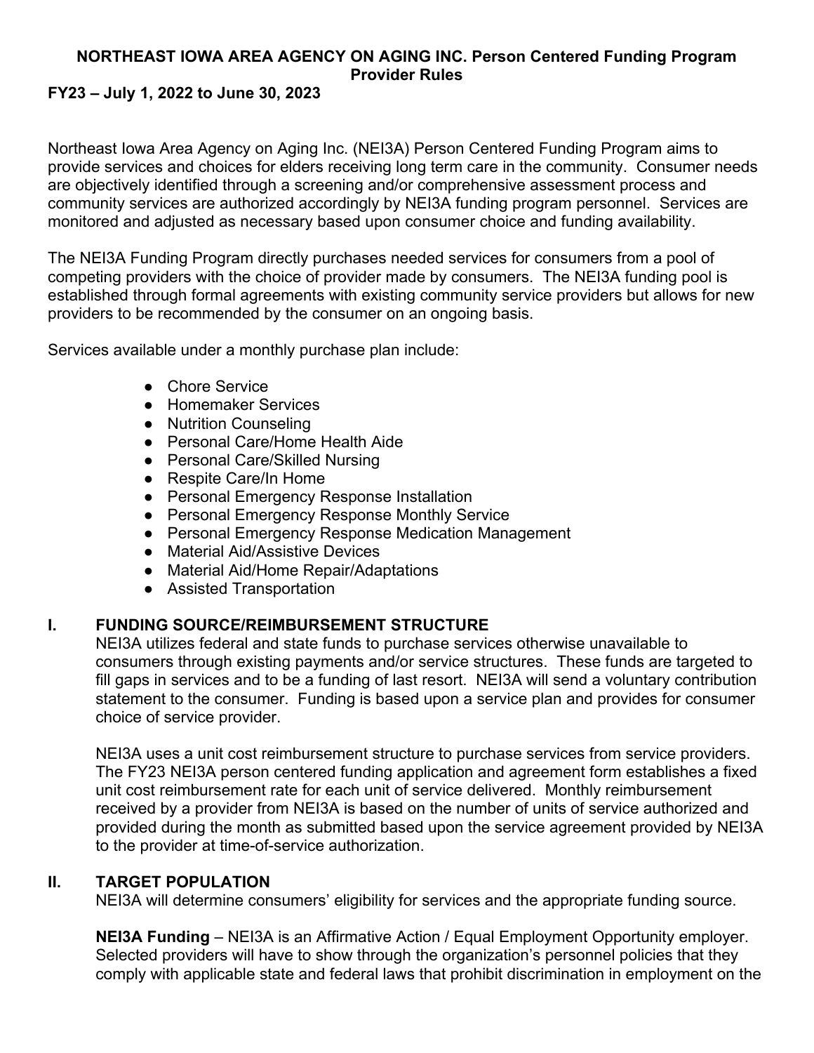**NORTHEAST IOWA AREA AGENCY ON AGING INC. Person Centered Funding Program Provider Rules**

**FY23 – July 1, 2022 to June 30, 2023**

Northeast Iowa Area Agency on Aging Inc. (NEI3A) Person Centered Funding Program aims to provide services and choices for elders receiving long term care in the community. Consumer needs are objectively identified through a screening and/or comprehensive assessment process and community services are authorized accordingly by NEI3A funding program personnel. Services are monitored and adjusted as necessary based upon consumer choice and funding availability.

The NEI3A Funding Program directly purchases needed services for consumers from a pool of competing providers with the choice of provider made by consumers. The NEI3A funding pool is established through formal agreements with existing community service providers but allows for new providers to be recommended by the consumer on an ongoing basis.

Services available under a monthly purchase plan include:

- Chore Service
- Homemaker Services
- Nutrition Counseling
- Personal Care/Home Health Aide
- Personal Care/Skilled Nursing
- Respite Care/In Home
- Personal Emergency Response Installation
- Personal Emergency Response Monthly Service
- Personal Emergency Response Medication Management
- Material Aid/Assistive Devices
- Material Aid/Home Repair/Adaptations
- Assisted Transportation

## I. FUNDING SOURCE/REIMBURSEMENT STRUCTURE

NEI3A utilizes federal and state funds to purchase services otherwise unavailable to consumers through existing payments and/or service structures. These funds are targeted to fill gaps in services and to be a funding of last resort. NEI3A will send a voluntary contribution statement to the consumer. Funding is based upon a service plan and provides for consumer choice of service provider.

NEI3A uses a unit cost reimbursement structure to purchase services from service providers. The FY23 NEI3A person centered funding application and agreement form establishes a fixed unit cost reimbursement rate for each unit of service delivered. Monthly reimbursement received by a provider from NEI3A is based on the number of units of service authorized and provided during the month as submitted based upon the service agreement provided by NEI3A to the provider at time-of-service authorization.

## II. TARGET POPULATION

NEI3A will determine consumers' eligibility for services and the appropriate funding source.

**NEI3A Funding** – NEI3A is an Affirmative Action / Equal Employment Opportunity employer. Selected providers will have to show through the organization's personnel policies that they comply with applicable state and federal laws that prohibit discrimination in employment on the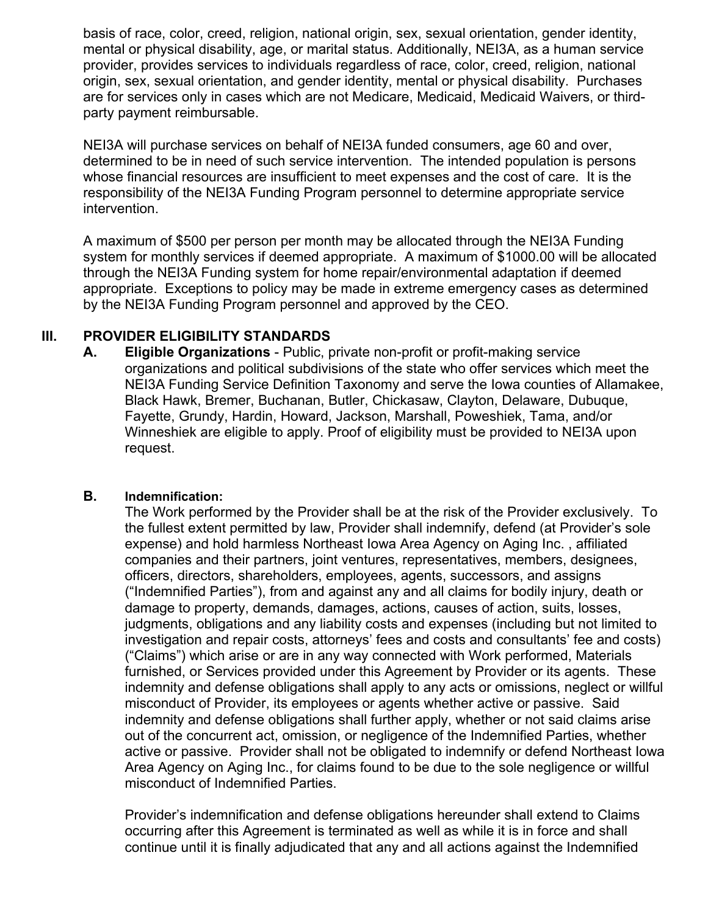basis of race, color, creed, religion, national origin, sex, sexual orientation, gender identity, mental or physical disability, age, or marital status. Additionally, NEI3A, as a human service provider, provides services to individuals regardless of race, color, creed, religion, national origin, sex, sexual orientation, and gender identity, mental or physical disability. Purchases are for services only in cases which are not Medicare, Medicaid, Medicaid Waivers, or third-party payment reimbursable.

NEI3A will purchase services on behalf of NEI3A funded consumers, age 60 and over, determined to be in need of such service intervention. The intended population is persons whose financial resources are insufficient to meet expenses and the cost of care. It is the responsibility of the NEI3A Funding Program personnel to determine appropriate service intervention.

A maximum of $500 per person per month may be allocated through the NEI3A Funding system for monthly services if deemed appropriate. A maximum of $1000.00 will be allocated through the NEI3A Funding system for home repair/environmental adaptation if deemed appropriate. Exceptions to policy may be made in extreme emergency cases as determined by the NEI3A Funding Program personnel and approved by the CEO.

## III. PROVIDER ELIGIBILITY STANDARDS

**A. Eligible Organizations** - Public, private non-profit or profit-making service organizations and political subdivisions of the state who offer services which meet the NEI3A Funding Service Definition Taxonomy and serve the Iowa counties of Allamakee, Black Hawk, Bremer, Buchanan, Butler, Chickasaw, Clayton, Delaware, Dubuque, Fayette, Grundy, Hardin, Howard, Jackson, Marshall, Poweshiek, Tama, and/or Winneshiek are eligible to apply. Proof of eligibility must be provided to NEI3A upon request.

**B. Indemnification:**

The Work performed by the Provider shall be at the risk of the Provider exclusively. To the fullest extent permitted by law, Provider shall indemnify, defend (at Provider's sole expense) and hold harmless Northeast Iowa Area Agency on Aging Inc. , affiliated companies and their partners, joint ventures, representatives, members, designees, officers, directors, shareholders, employees, agents, successors, and assigns ("Indemnified Parties"), from and against any and all claims for bodily injury, death or damage to property, demands, damages, actions, causes of action, suits, losses, judgments, obligations and any liability costs and expenses (including but not limited to investigation and repair costs, attorneys' fees and costs and consultants' fee and costs) ("Claims") which arise or are in any way connected with Work performed, Materials furnished, or Services provided under this Agreement by Provider or its agents. These indemnity and defense obligations shall apply to any acts or omissions, neglect or willful misconduct of Provider, its employees or agents whether active or passive. Said indemnity and defense obligations shall further apply, whether or not said claims arise out of the concurrent act, omission, or negligence of the Indemnified Parties, whether active or passive. Provider shall not be obligated to indemnify or defend Northeast Iowa Area Agency on Aging Inc., for claims found to be due to the sole negligence or willful misconduct of Indemnified Parties.

Provider's indemnification and defense obligations hereunder shall extend to Claims occurring after this Agreement is terminated as well as while it is in force and shall continue until it is finally adjudicated that any and all actions against the Indemnified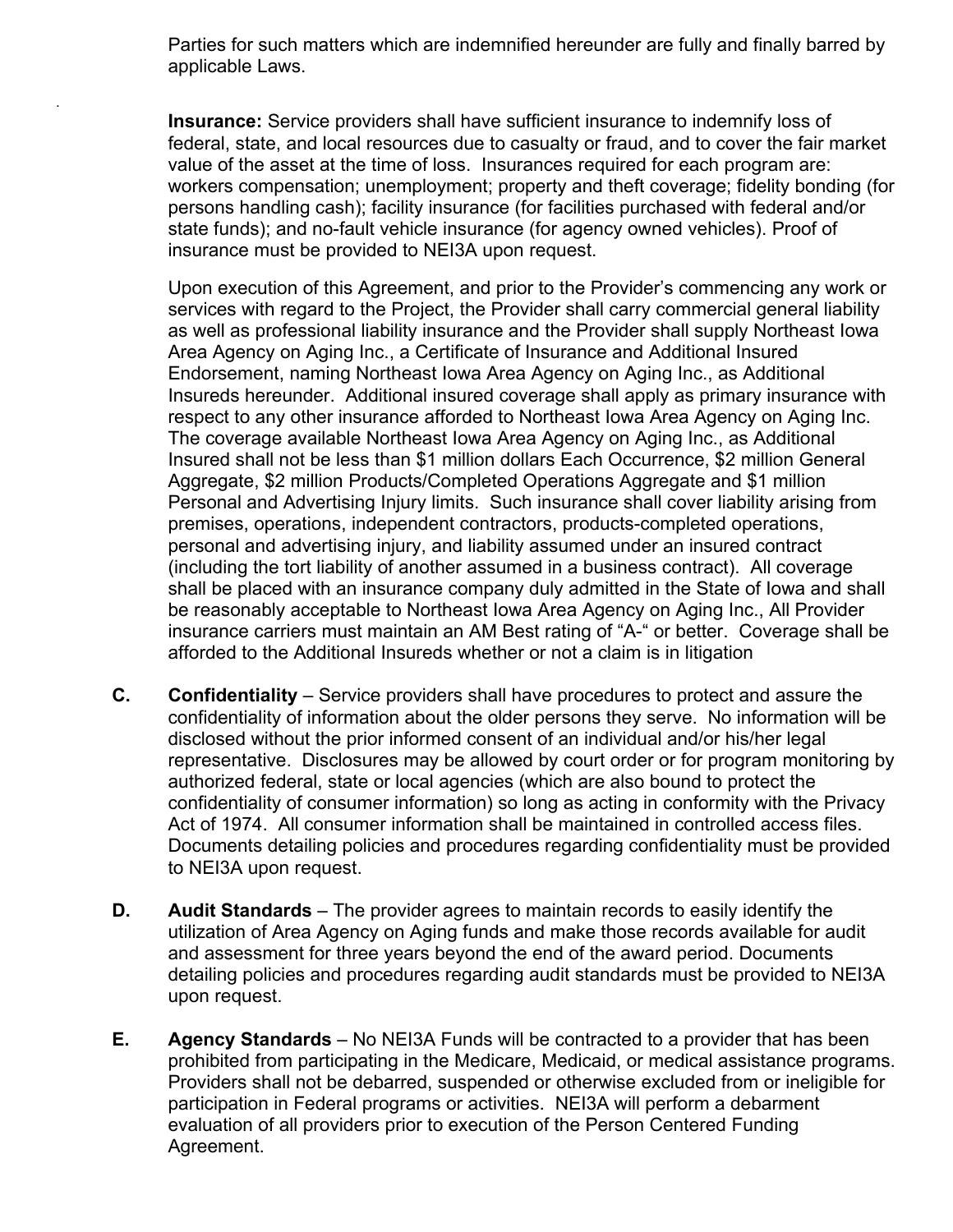Parties for such matters which are indemnified hereunder are fully and finally barred by applicable Laws.

**Insurance:** Service providers shall have sufficient insurance to indemnify loss of federal, state, and local resources due to casualty or fraud, and to cover the fair market value of the asset at the time of loss. Insurances required for each program are: workers compensation; unemployment; property and theft coverage; fidelity bonding (for persons handling cash); facility insurance (for facilities purchased with federal and/or state funds); and no-fault vehicle insurance (for agency owned vehicles). Proof of insurance must be provided to NEI3A upon request.

Upon execution of this Agreement, and prior to the Provider's commencing any work or services with regard to the Project, the Provider shall carry commercial general liability as well as professional liability insurance and the Provider shall supply Northeast Iowa Area Agency on Aging Inc., a Certificate of Insurance and Additional Insured Endorsement, naming Northeast Iowa Area Agency on Aging Inc., as Additional Insureds hereunder. Additional insured coverage shall apply as primary insurance with respect to any other insurance afforded to Northeast Iowa Area Agency on Aging Inc. The coverage available Northeast Iowa Area Agency on Aging Inc., as Additional Insured shall not be less than $1 million dollars Each Occurrence, $2 million General Aggregate, $2 million Products/Completed Operations Aggregate and $1 million Personal and Advertising Injury limits. Such insurance shall cover liability arising from premises, operations, independent contractors, products-completed operations, personal and advertising injury, and liability assumed under an insured contract (including the tort liability of another assumed in a business contract). All coverage shall be placed with an insurance company duly admitted in the State of Iowa and shall be reasonably acceptable to Northeast Iowa Area Agency on Aging Inc., All Provider insurance carriers must maintain an AM Best rating of "A-" or better. Coverage shall be afforded to the Additional Insureds whether or not a claim is in litigation

**C.** **Confidentiality** – Service providers shall have procedures to protect and assure the confidentiality of information about the older persons they serve. No information will be disclosed without the prior informed consent of an individual and/or his/her legal representative. Disclosures may be allowed by court order or for program monitoring by authorized federal, state or local agencies (which are also bound to protect the confidentiality of consumer information) so long as acting in conformity with the Privacy Act of 1974. All consumer information shall be maintained in controlled access files. Documents detailing policies and procedures regarding confidentiality must be provided to NEI3A upon request.

**D.** **Audit Standards** – The provider agrees to maintain records to easily identify the utilization of Area Agency on Aging funds and make those records available for audit and assessment for three years beyond the end of the award period. Documents detailing policies and procedures regarding audit standards must be provided to NEI3A upon request.

**E.** **Agency Standards** – No NEI3A Funds will be contracted to a provider that has been prohibited from participating in the Medicare, Medicaid, or medical assistance programs. Providers shall not be debarred, suspended or otherwise excluded from or ineligible for participation in Federal programs or activities. NEI3A will perform a debarment evaluation of all providers prior to execution of the Person Centered Funding Agreement.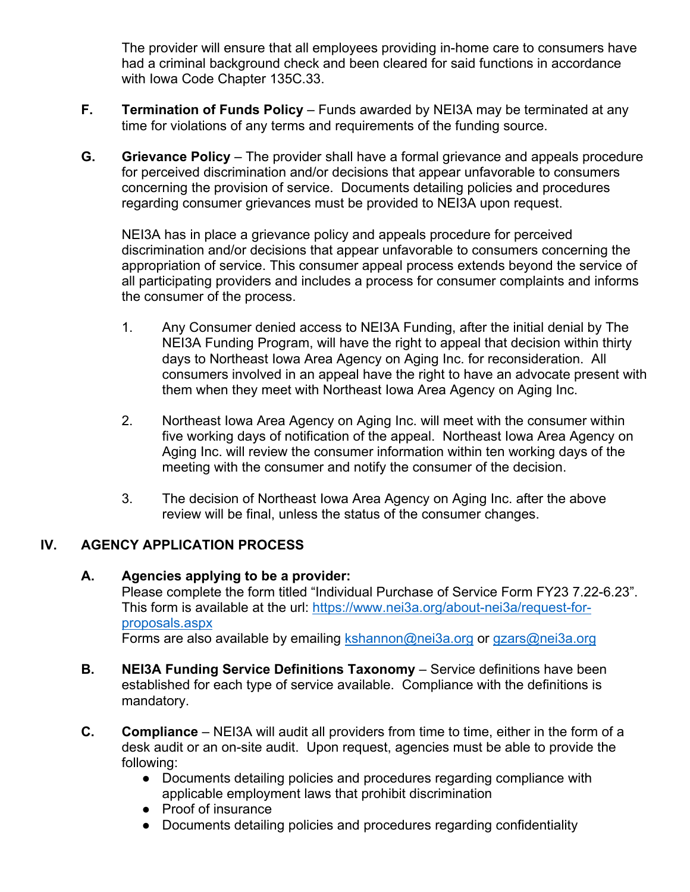The provider will ensure that all employees providing in-home care to consumers have had a criminal background check and been cleared for said functions in accordance with Iowa Code Chapter 135C.33.

**F. Termination of Funds Policy** – Funds awarded by NEI3A may be terminated at any time for violations of any terms and requirements of the funding source.

**G. Grievance Policy** – The provider shall have a formal grievance and appeals procedure for perceived discrimination and/or decisions that appear unfavorable to consumers concerning the provision of service. Documents detailing policies and procedures regarding consumer grievances must be provided to NEI3A upon request.

NEI3A has in place a grievance policy and appeals procedure for perceived discrimination and/or decisions that appear unfavorable to consumers concerning the appropriation of service. This consumer appeal process extends beyond the service of all participating providers and includes a process for consumer complaints and informs the consumer of the process.

1. Any Consumer denied access to NEI3A Funding, after the initial denial by The NEI3A Funding Program, will have the right to appeal that decision within thirty days to Northeast Iowa Area Agency on Aging Inc. for reconsideration. All consumers involved in an appeal have the right to have an advocate present with them when they meet with Northeast Iowa Area Agency on Aging Inc.

2. Northeast Iowa Area Agency on Aging Inc. will meet with the consumer within five working days of notification of the appeal. Northeast Iowa Area Agency on Aging Inc. will review the consumer information within ten working days of the meeting with the consumer and notify the consumer of the decision.

3. The decision of Northeast Iowa Area Agency on Aging Inc. after the above review will be final, unless the status of the consumer changes.

## IV. AGENCY APPLICATION PROCESS

**A. Agencies applying to be a provider:**
Please complete the form titled "Individual Purchase of Service Form FY23 7.22-6.23". This form is available at the url: https://www.nei3a.org/about-nei3a/request-for-proposals.aspx
Forms are also available by emailing kshannon@nei3a.org or gzars@nei3a.org

**B. NEI3A Funding Service Definitions Taxonomy** – Service definitions have been established for each type of service available. Compliance with the definitions is mandatory.

**C. Compliance** – NEI3A will audit all providers from time to time, either in the form of a desk audit or an on-site audit. Upon request, agencies must be able to provide the following:

- Documents detailing policies and procedures regarding compliance with applicable employment laws that prohibit discrimination
- Proof of insurance
- Documents detailing policies and procedures regarding confidentiality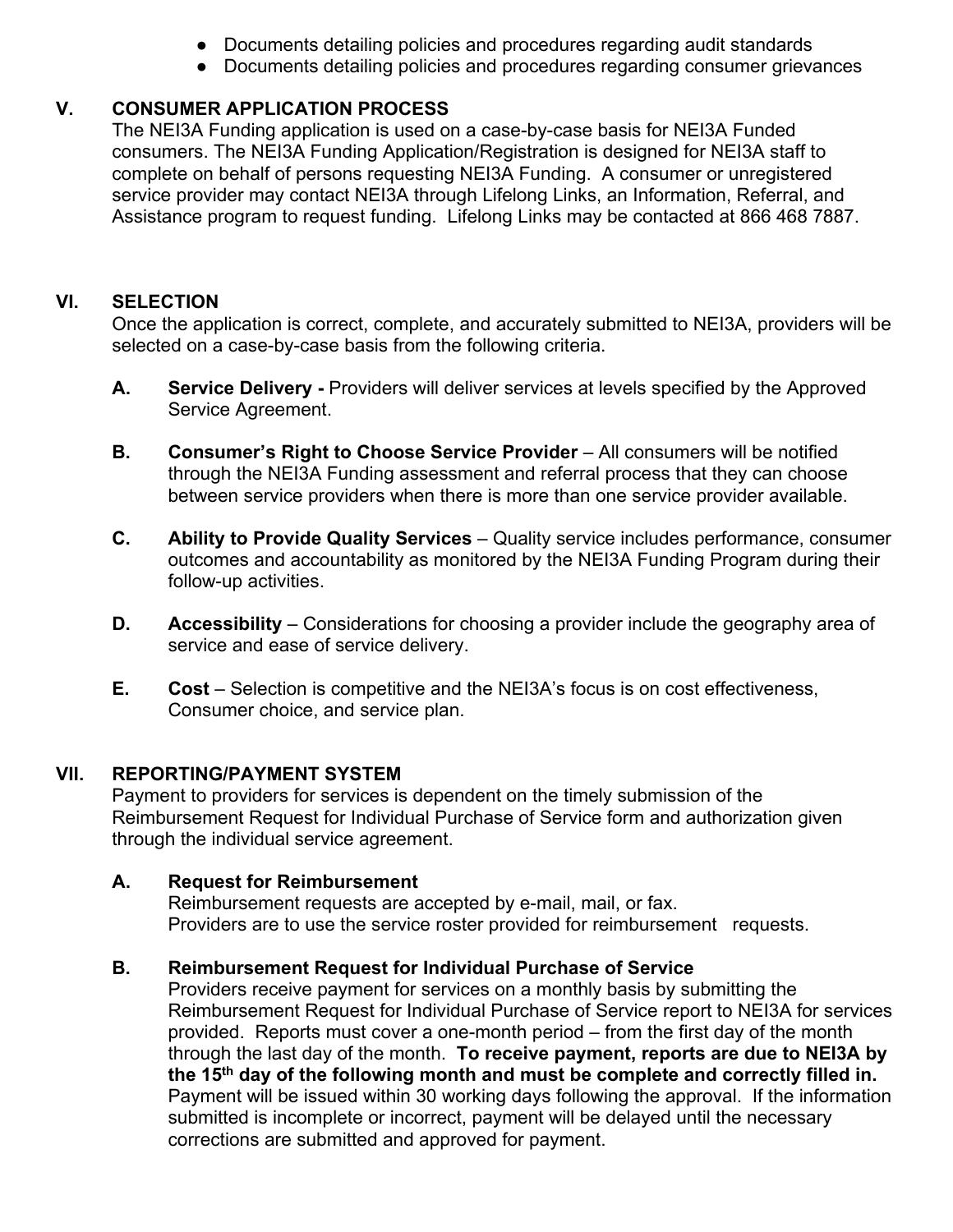- Documents detailing policies and procedures regarding audit standards
- Documents detailing policies and procedures regarding consumer grievances

## V. CONSUMER APPLICATION PROCESS

The NEI3A Funding application is used on a case-by-case basis for NEI3A Funded consumers. The NEI3A Funding Application/Registration is designed for NEI3A staff to complete on behalf of persons requesting NEI3A Funding. A consumer or unregistered service provider may contact NEI3A through Lifelong Links, an Information, Referral, and Assistance program to request funding. Lifelong Links may be contacted at 866 468 7887.

## VI. SELECTION

Once the application is correct, complete, and accurately submitted to NEI3A, providers will be selected on a case-by-case basis from the following criteria.

**A. Service Delivery -** Providers will deliver services at levels specified by the Approved Service Agreement.

**B. Consumer's Right to Choose Service Provider** – All consumers will be notified through the NEI3A Funding assessment and referral process that they can choose between service providers when there is more than one service provider available.

**C. Ability to Provide Quality Services** – Quality service includes performance, consumer outcomes and accountability as monitored by the NEI3A Funding Program during their follow-up activities.

**D. Accessibility** – Considerations for choosing a provider include the geography area of service and ease of service delivery.

**E. Cost** – Selection is competitive and the NEI3A's focus is on cost effectiveness, Consumer choice, and service plan.

## VII. REPORTING/PAYMENT SYSTEM

Payment to providers for services is dependent on the timely submission of the Reimbursement Request for Individual Purchase of Service form and authorization given through the individual service agreement.

### A. Request for Reimbursement

Reimbursement requests are accepted by e-mail, mail, or fax.
Providers are to use the service roster provided for reimbursement requests.

### B. Reimbursement Request for Individual Purchase of Service

Providers receive payment for services on a monthly basis by submitting the Reimbursement Request for Individual Purchase of Service report to NEI3A for services provided. Reports must cover a one-month period – from the first day of the month through the last day of the month. **To receive payment, reports are due to NEI3A by the 15th day of the following month and must be complete and correctly filled in.** Payment will be issued within 30 working days following the approval. If the information submitted is incomplete or incorrect, payment will be delayed until the necessary corrections are submitted and approved for payment.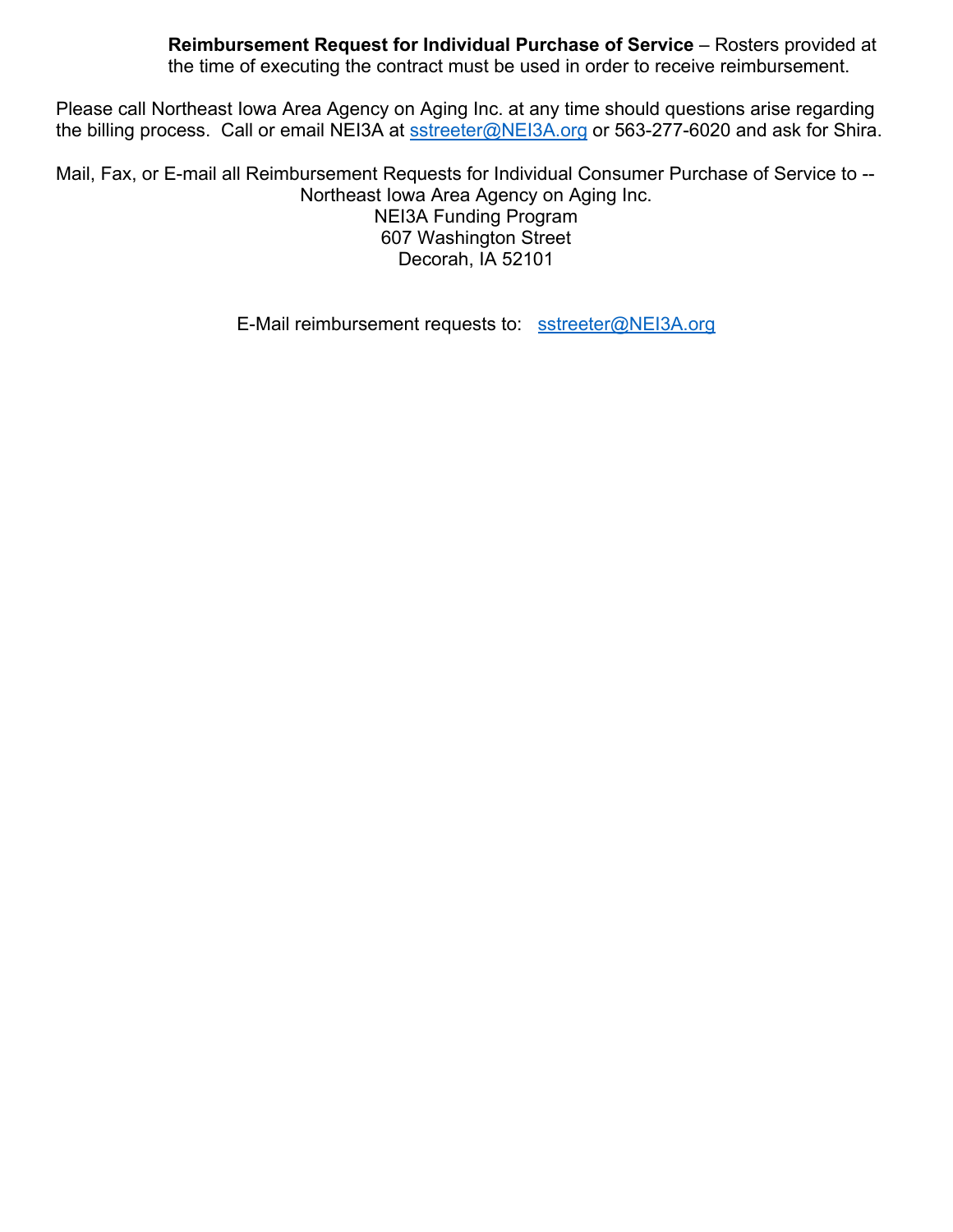**Reimbursement Request for Individual Purchase of Service** – Rosters provided at the time of executing the contract must be used in order to receive reimbursement.

Please call Northeast Iowa Area Agency on Aging Inc. at any time should questions arise regarding the billing process. Call or email NEI3A at sstreeter@NEI3A.org or 563-277-6020 and ask for Shira.

Mail, Fax, or E-mail all Reimbursement Requests for Individual Consumer Purchase of Service to --

Northeast Iowa Area Agency on Aging Inc.
NEI3A Funding Program
607 Washington Street
Decorah, IA 52101

E-Mail reimbursement requests to: sstreeter@NEI3A.org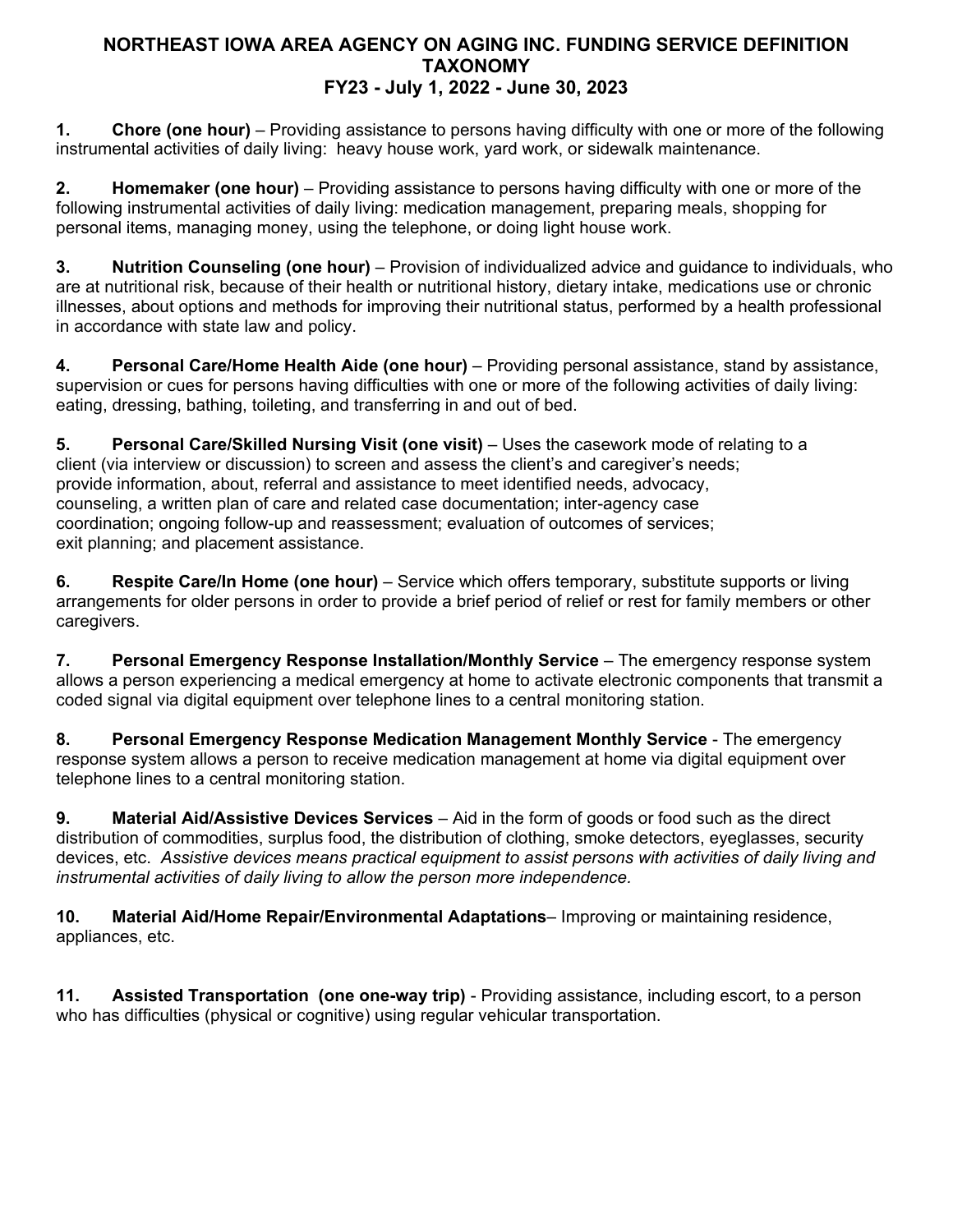# NORTHEAST IOWA AREA AGENCY ON AGING INC. FUNDING SERVICE DEFINITION TAXONOMY
## FY23 - July 1, 2022 - June 30, 2023

**1. Chore (one hour)** – Providing assistance to persons having difficulty with one or more of the following instrumental activities of daily living: heavy house work, yard work, or sidewalk maintenance.

**2. Homemaker (one hour)** – Providing assistance to persons having difficulty with one or more of the following instrumental activities of daily living: medication management, preparing meals, shopping for personal items, managing money, using the telephone, or doing light house work.

**3. Nutrition Counseling (one hour)** – Provision of individualized advice and guidance to individuals, who are at nutritional risk, because of their health or nutritional history, dietary intake, medications use or chronic illnesses, about options and methods for improving their nutritional status, performed by a health professional in accordance with state law and policy.

**4. Personal Care/Home Health Aide (one hour)** – Providing personal assistance, stand by assistance, supervision or cues for persons having difficulties with one or more of the following activities of daily living: eating, dressing, bathing, toileting, and transferring in and out of bed.

**5. Personal Care/Skilled Nursing Visit (one visit)** – Uses the casework mode of relating to a client (via interview or discussion) to screen and assess the client's and caregiver's needs; provide information, about, referral and assistance to meet identified needs, advocacy, counseling, a written plan of care and related case documentation; inter-agency case coordination; ongoing follow-up and reassessment; evaluation of outcomes of services; exit planning; and placement assistance.

**6. Respite Care/In Home (one hour)** – Service which offers temporary, substitute supports or living arrangements for older persons in order to provide a brief period of relief or rest for family members or other caregivers.

**7. Personal Emergency Response Installation/Monthly Service** – The emergency response system allows a person experiencing a medical emergency at home to activate electronic components that transmit a coded signal via digital equipment over telephone lines to a central monitoring station.

**8. Personal Emergency Response Medication Management Monthly Service** - The emergency response system allows a person to receive medication management at home via digital equipment over telephone lines to a central monitoring station.

**9. Material Aid/Assistive Devices Services** – Aid in the form of goods or food such as the direct distribution of commodities, surplus food, the distribution of clothing, smoke detectors, eyeglasses, security devices, etc. *Assistive devices means practical equipment to assist persons with activities of daily living and instrumental activities of daily living to allow the person more independence.*

**10. Material Aid/Home Repair/Environmental Adaptations**– Improving or maintaining residence, appliances, etc.

**11. Assisted Transportation (one one-way trip)** - Providing assistance, including escort, to a person who has difficulties (physical or cognitive) using regular vehicular transportation.